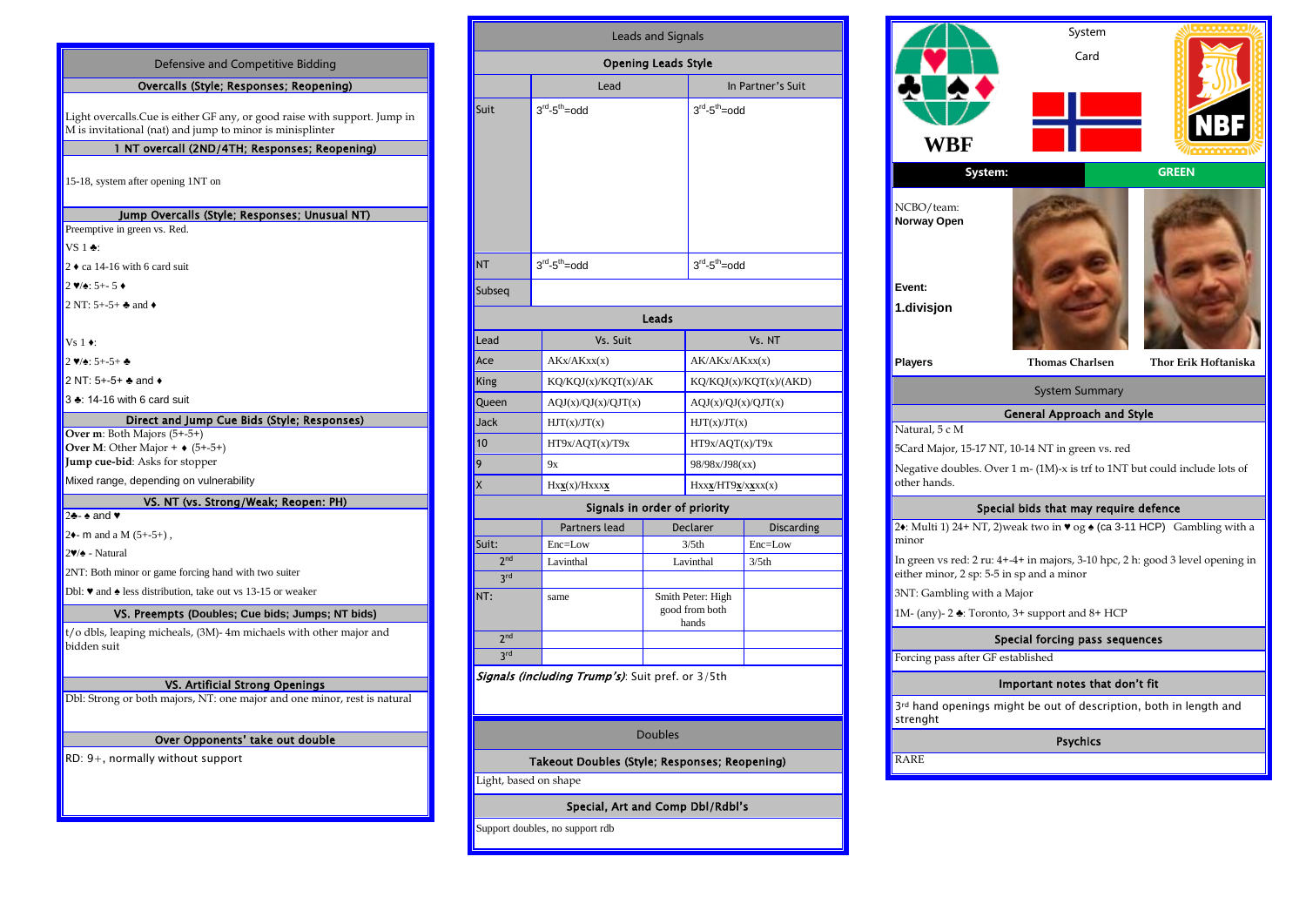# Defensive and Competitive Bidding

## Overcalls (Style; Responses; Reopening)

Light overcalls.Cue is either GF any, or good raise with support. Jump in M is invitational (nat) and jump to minor is minisplinter

## 1 NT overcall (2ND/4TH; Responses; Reopening)

15-18, system after opening 1NT on

## Jump Overcalls (Style; Responses; Unusual NT)

Preemptive in green vs. Red.

VS 1 ♣:

2 ♦ ca 14-16 with 6 card suit

2 ♥/♠: 5+- 5 ♦

2 NT: 5+-5+ ♣ and ♦

Vs 1 ♦:

2 ♥/♠: 5+-5+ ♣

2 NT: 5+-5+ ♣ and ♦

3 ♣: 14-16 with 6 card suit

## Direct and Jump Cue Bids (Style; Responses)

**Over m**: Both Majors (5+-5+)
**Over M**: Other Major + ♦ (5+-5+)
**Jump cue-bid**: Asks for stopper

Mixed range, depending on vulnerability

## VS. NT (vs. Strong/Weak; Reopen: PH)

2♣- ♠ and ♥

2♦- m and a M (5+-5+) ,

2♥/♠ - Natural

2NT: Both minor or game forcing hand with two suiter

Dbl: ♥ and ♠ less distribution, take out vs 13-15 or weaker

## VS. Preempts (Doubles; Cue bids; Jumps; NT bids)

t/o dbls, leaping micheals, (3M)- 4m michaels with other major and bidden suit

## VS. Artificial Strong Openings

Dbl: Strong or both majors, NT: one major and one minor, rest is natural

## Over Opponents' take out double

RD: 9+, normally without support

# Leads and Signals

## Opening Leads Style

| | Lead | In Partner's Suit |
|---|---|---|
| Suit | 3rd-5th=odd | 3rd-5th=odd |
| NT | 3rd-5th=odd | 3rd-5th=odd |
| Subseq | | |

## Leads

| Lead | Vs. Suit | Vs. NT |
|---|---|---|
| Ace | AKx/AKxx(x) | AK/AKx/AKxx(x) |
| King | KQ/KQJ(x)/KQT(x)/AK | KQ/KQJ(x)/KQT(x)/(AKD) |
| Queen | AQJ(x)/QJ(x)/QJT(x) | AQJ(x)/QJ(x)/QJT(x) |
| Jack | HJT(x)/JT(x) | HJT(x)/JT(x) |
| 10 | HT9x/AQT(x)/T9x | HT9x/AQT(x)/T9x |
| 9 | 9x | 98/98x/J98(xx) |
| X | Hx**x**(x)/Hxxx**x** | Hxx**x**/HT9**x**/x**x**xx(x) |

## Signals in order of priority

| | | Partners lead | Declarer | Discarding |
|---|---|---|---|---|
| Suit: | | Enc=Low | 3/5th | Enc=Low |
| | 2nd | Lavinthal | Lavinthal | 3/5th |
| | 3rd | | | |
| NT: | | same | Smith Peter: High good from both hands | |
| | 2nd | | | |
| | 3rd | | | |

*Signals (including Trump's)*: Suit pref. or 3/5th

# Doubles

## Takeout Doubles (Style; Responses; Reopening)

Light, based on shape

## Special, Art and Comp Dbl/Rdbl's

Support doubles, no support rdb

# System Card

WBF

NBF

**System:** GREEN

NCBO/team:
**Norway Open**

**Event:**
**1.divisjon**

**Players** Thomas Charlsen Thor Erik Hoftaniska

## System Summary

### General Approach and Style

Natural, 5 c M

5Card Major, 15-17 NT, 10-14 NT in green vs. red

Negative doubles. Over 1 m- (1M)-x is trf to 1NT but could include lots of other hands.

### Special bids that may require defence

2♦: Multi 1) 24+ NT, 2)weak two in ♥ og ♠ (ca 3-11 HCP) Gambling with a minor

In green vs red: 2 ru: 4+-4+ in majors, 3-10 hpc, 2 h: good 3 level opening in either minor, 2 sp: 5-5 in sp and a minor

3NT: Gambling with a Major

1M- (any)- 2 ♣: Toronto, 3+ support and 8+ HCP

### Special forcing pass sequences

Forcing pass after GF established

### Important notes that don't fit

3rd hand openings might be out of description, both in length and strenght

### Psychics

RARE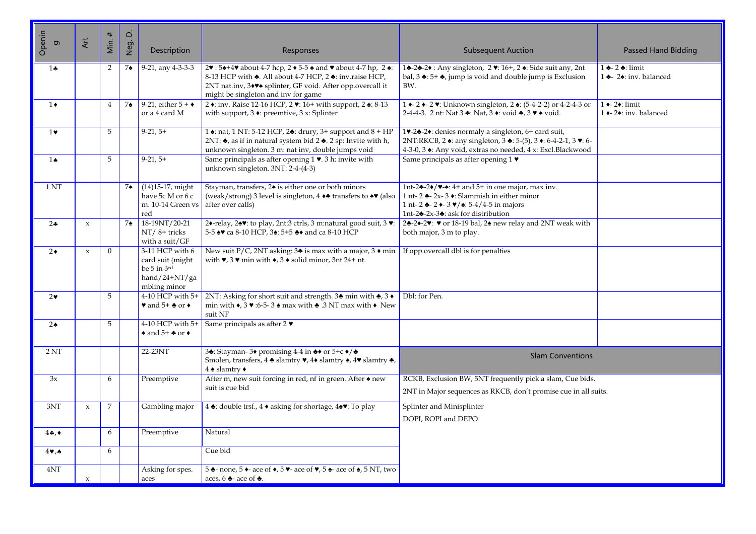| Opening | Art | Min. # | Neg. D. | Description | Responses | Subsequent Auction | Passed Hand Bidding |
|---|---|---|---|---|---|---|---|
| 1♣ | | 2 | 7♠ | 9-21, any 4-3-3-3 | 2♥ : 5♠+4♥ about 4-7 hcp, 2 ♦ 5-5 ♠ and ♥ about 4-7 hp, 2 ♠: 8-13 HCP with ♣. All about 4-7 HCP, 2 ♣: inv.raise HCP, 2NT nat.inv, 3♦♥♠ splinter, GF void. After opp.overcall it might be singleton and inv for game | 1♣-2♣-2♦ : Any singleton, 2 ♥: 16+, 2 ♠: Side suit any, 2nt bal, 3 ♣: 5+ ♣, jump is void and double jump is Exclusion BW. | 1 ♣- 2 ♣: limit<br>1 ♣- 2♠: inv. balanced |
| 1♦ | | 4 | 7♠ | 9-21, either 5 + ♦ or a 4 card M | 2 ♦: inv. Raise 12-16 HCP, 2 ♥: 16+ with support, 2 ♠: 8-13 with support, 3 ♦: preemtive, 3 x: Splinter | 1 ♦- 2 ♦- 2 ♥: Unknown singleton, 2 ♠: (5-4-2-2) or 4-2-4-3 or 2-4-4-3. 2 nt: Nat 3 ♣: Nat, 3 ♦: void ♣, 3 ♥ ♠ void. | 1 ♦- 2♦: limit<br>1 ♦- 2♠: inv. balanced |
| 1♥ | | 5 | | 9-21, 5+ | 1 ♠: nat, 1 NT: 5-12 HCP, 2♣: drury, 3+ support and 8 + HP 2NT: ♣, as if in natural system bid 2 ♣. 2 sp: Invite with h, unknown singleton. 3 m: nat inv, double jumps void | 1♥-2♣-2♦: denies normaly a singleton, 6+ card suit, 2NT:RKCB, 2 ♠: any singleton, 3 ♣: 5-(5), 3 ♦: 6-4-2-1, 3 ♥: 6-4-3-0, 3 ♠: Any void, extras no needed, 4 x: Excl.Blackwood | |
| 1♠ | | 5 | | 9-21, 5+ | Same principals as after opening 1 ♥. 3 h: invite with unknown singleton. 3NT: 2-4-(4-3) | Same principals as after opening 1 ♥ | |
| 1 NT | | | 7♠ | (14)15-17, might have 5c M or 6 c m. 10-14 Green vs red | Stayman, transfers, 2♠ is either one or both minors (weak/strong) 3 level is singleton, 4 ♦♣ transfers to ♠♥ (also after over calls) | 1nt-2♣-2♦/♥-♠: 4+ and 5+ in one major, max inv.<br>1 nt- 2 ♣- 2x- 3 ♦: Slammish in either minor<br>1 nt- 2 ♣- 2 ♦- 3 ♥/♠: 5-4/4-5 in majors<br>1nt-2♣-2x-3♣: ask for distribution | |
| 2♣ | x | | 7♠ | 18-19NT/20-21 NT/ 8+ tricks with a suit/GF | 2♦-relay, 2♠♥: to play, 2nt:3 ctrls, 3 m:natural good suit, 3 ♥: 5-5 ♠♥ ca 8-10 HCP, 3♠: 5+5 ♣♦ and ca 8-10 HCP | 2♣-2♦-2♥: ♥ or 18-19 bal, 2♠ new relay and 2NT weak with both major, 3 m to play. | |
| 2♦ | x | 0 | | 3-11 HCP with 6 card suit (might be 5 in 3rd hand/24+NT/gambling minor | New suit P/C, 2NT asking: 3♣ is max with a major, 3 ♦ min with ♥, 3 ♥ min with ♠, 3 ♠ solid minor, 3nt 24+ nt. | If opp.overcall dbl is for penalties | |
| 2♥ | | 5 | | 4-10 HCP with 5+ ♥ and 5+ ♣ or ♦ | 2NT: Asking for short suit and strength. 3♣ min with ♣, 3 ♦ min with ♦, 3 ♥ :6-5- 3 ♠ max with ♣ .3 NT max with ♦ New suit NF | Dbl: for Pen. | |
| 2♠ | | 5 | | 4-10 HCP with 5+ ♠ and 5+ ♣ or ♦ | Same principals as after 2 ♥ | | |
| 2 NT | | | | 22-23NT | 3♣: Stayman- 3♦ promising 4-4 in ♣♦ or 5+c ♦/♣ Smolen, transfers, 4 ♣ slamtry ♥, 4♦ slamtry ♠, 4♥ slamtry ♣, 4 ♠ slamtry ♦ | **Slam Conventions** | |
| 3x | | 6 | | Preemptive | After m, new suit forcing in red, nf in green. After ♠ new suit is cue bid | RCKB, Exclusion BW, 5NT frequently pick a slam, Cue bids.<br>2NT in Major sequences as RKCB, don't promise cue in all suits. | |
| 3NT | x | 7 | | Gambling major | 4 ♣: double trsf., 4 ♦ asking for shortage, 4♠♥: To play | Splinter and Minisplinter<br>DOPI, ROPI and DEPO | |
| 4♣,♦ | | 6 | | Preemptive | Natural | | |
| 4♥,♠ | | 6 | | | Cue bid | | |
| 4NT | x | | | Asking for spes. aces | 5 ♣- none, 5 ♦- ace of ♦, 5 ♥- ace of ♥, 5 ♠- ace of ♠, 5 NT, two aces, 6 ♣- ace of ♣. | | |